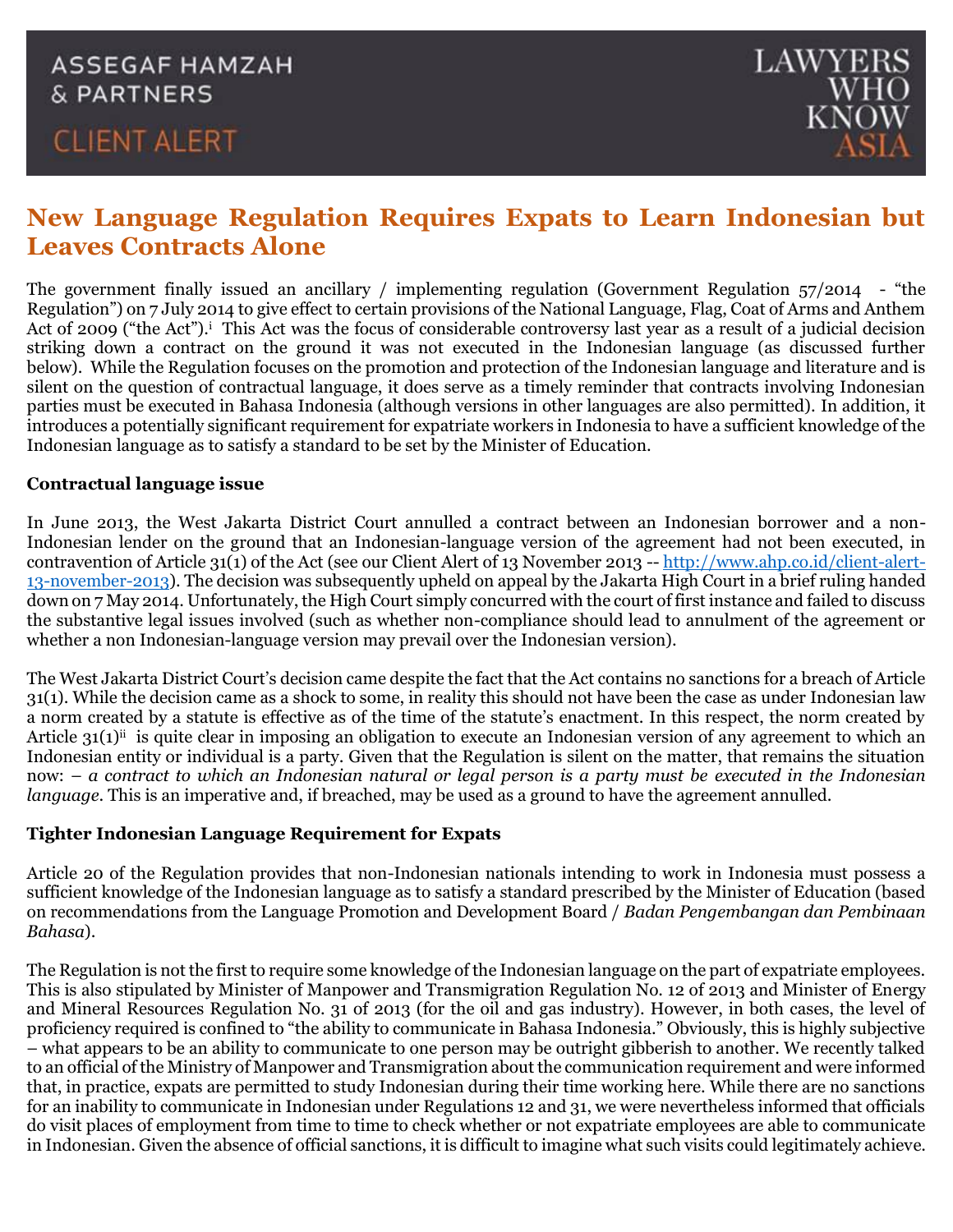ASSEGAF HAMZAH & PARTNERS

CLIENT ALERT

LAWYERS WHO KNOW ASIA

# New Language Regulation Requires Expats to Learn Indonesian but Leaves Contracts Alone

The government finally issued an ancillary / implementing regulation (Government Regulation 57/2014 - "the Regulation") on 7 July 2014 to give effect to certain provisions of the National Language, Flag, Coat of Arms and Anthem Act of 2009 ("the Act").[i] This Act was the focus of considerable controversy last year as a result of a judicial decision striking down a contract on the ground it was not executed in the Indonesian language (as discussed further below). While the Regulation focuses on the promotion and protection of the Indonesian language and literature and is silent on the question of contractual language, it does serve as a timely reminder that contracts involving Indonesian parties must be executed in Bahasa Indonesia (although versions in other languages are also permitted). In addition, it introduces a potentially significant requirement for expatriate workers in Indonesia to have a sufficient knowledge of the Indonesian language as to satisfy a standard to be set by the Minister of Education.

**Contractual language issue**

In June 2013, the West Jakarta District Court annulled a contract between an Indonesian borrower and a non-Indonesian lender on the ground that an Indonesian-language version of the agreement had not been executed, in contravention of Article 31(1) of the Act (see our Client Alert of 13 November 2013 -- http://www.ahp.co.id/client-alert-13-november-2013). The decision was subsequently upheld on appeal by the Jakarta High Court in a brief ruling handed down on 7 May 2014. Unfortunately, the High Court simply concurred with the court of first instance and failed to discuss the substantive legal issues involved (such as whether non-compliance should lead to annulment of the agreement or whether a non Indonesian-language version may prevail over the Indonesian version).

The West Jakarta District Court's decision came despite the fact that the Act contains no sanctions for a breach of Article 31(1). While the decision came as a shock to some, in reality this should not have been the case as under Indonesian law a norm created by a statute is effective as of the time of the statute's enactment. In this respect, the norm created by Article 31(1)[ii] is quite clear in imposing an obligation to execute an Indonesian version of any agreement to which an Indonesian entity or individual is a party. Given that the Regulation is silent on the matter, that remains the situation now: – *a contract to which an Indonesian natural or legal person is a party must be executed in the Indonesian language*. This is an imperative and, if breached, may be used as a ground to have the agreement annulled.

**Tighter Indonesian Language Requirement for Expats**

Article 20 of the Regulation provides that non-Indonesian nationals intending to work in Indonesia must possess a sufficient knowledge of the Indonesian language as to satisfy a standard prescribed by the Minister of Education (based on recommendations from the Language Promotion and Development Board / *Badan Pengembangan dan Pembinaan Bahasa*).

The Regulation is not the first to require some knowledge of the Indonesian language on the part of expatriate employees. This is also stipulated by Minister of Manpower and Transmigration Regulation No. 12 of 2013 and Minister of Energy and Mineral Resources Regulation No. 31 of 2013 (for the oil and gas industry). However, in both cases, the level of proficiency required is confined to "the ability to communicate in Bahasa Indonesia." Obviously, this is highly subjective – what appears to be an ability to communicate to one person may be outright gibberish to another. We recently talked to an official of the Ministry of Manpower and Transmigration about the communication requirement and were informed that, in practice, expats are permitted to study Indonesian during their time working here. While there are no sanctions for an inability to communicate in Indonesian under Regulations 12 and 31, we were nevertheless informed that officials do visit places of employment from time to time to check whether or not expatriate employees are able to communicate in Indonesian. Given the absence of official sanctions, it is difficult to imagine what such visits could legitimately achieve.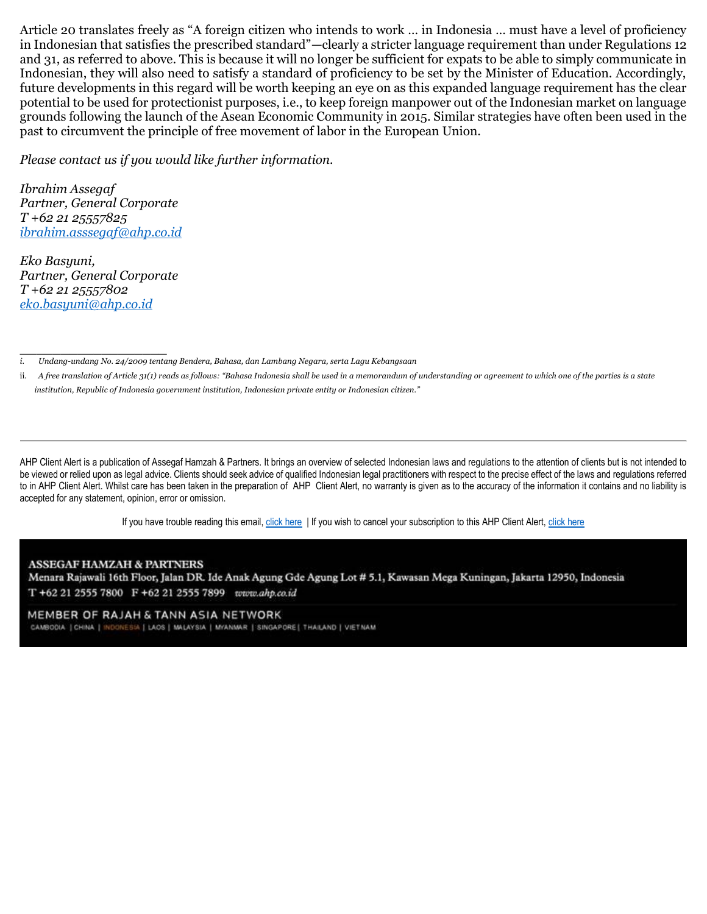Article 20 translates freely as "A foreign citizen who intends to work ... in Indonesia ... must have a level of proficiency in Indonesian that satisfies the prescribed standard"—clearly a stricter language requirement than under Regulations 12 and 31, as referred to above. This is because it will no longer be sufficient for expats to be able to simply communicate in Indonesian, they will also need to satisfy a standard of proficiency to be set by the Minister of Education. Accordingly, future developments in this regard will be worth keeping an eye on as this expanded language requirement has the clear potential to be used for protectionist purposes, i.e., to keep foreign manpower out of the Indonesian market on language grounds following the launch of the Asean Economic Community in 2015. Similar strategies have often been used in the past to circumvent the principle of free movement of labor in the European Union.

*Please contact us if you would like further information.*

*Ibrahim Assegaf*
*Partner, General Corporate*
*T +62 21 25557825*
*ibrahim.asssegaf@ahp.co.id*

*Eko Basyuni,*
*Partner, General Corporate*
*T +62 21 25557802*
*eko.basyuni@ahp.co.id*

---

i. *Undang-undang No. 24/2009 tentang Bendera, Bahasa, dan Lambang Negara, serta Lagu Kebangsaan*

ii. *A free translation of Article 31(1) reads as follows: "Bahasa Indonesia shall be used in a memorandum of understanding or agreement to which one of the parties is a state institution, Republic of Indonesia government institution, Indonesian private entity or Indonesian citizen."*

---

AHP Client Alert is a publication of Assegaf Hamzah & Partners. It brings an overview of selected Indonesian laws and regulations to the attention of clients but is not intended to be viewed or relied upon as legal advice. Clients should seek advice of qualified Indonesian legal practitioners with respect to the precise effect of the laws and regulations referred to in AHP Client Alert. Whilst care has been taken in the preparation of AHP Client Alert, no warranty is given as to the accuracy of the information it contains and no liability is accepted for any statement, opinion, error or omission.

If you have trouble reading this email, click here | If you wish to cancel your subscription to this AHP Client Alert, click here

**ASSEGAF HAMZAH & PARTNERS**
Menara Rajawali 16th Floor, Jalan DR. Ide Anak Agung Gde Agung Lot # 5.1, Kawasan Mega Kuningan, Jakarta 12950, Indonesia
T +62 21 2555 7800 F +62 21 2555 7899 *www.ahp.co.id*

MEMBER OF RAJAH & TANN ASIA NETWORK
CAMBODIA | CHINA | INDONESIA | LAOS | MALAYSIA | MYANMAR | SINGAPORE | THAILAND | VIETNAM